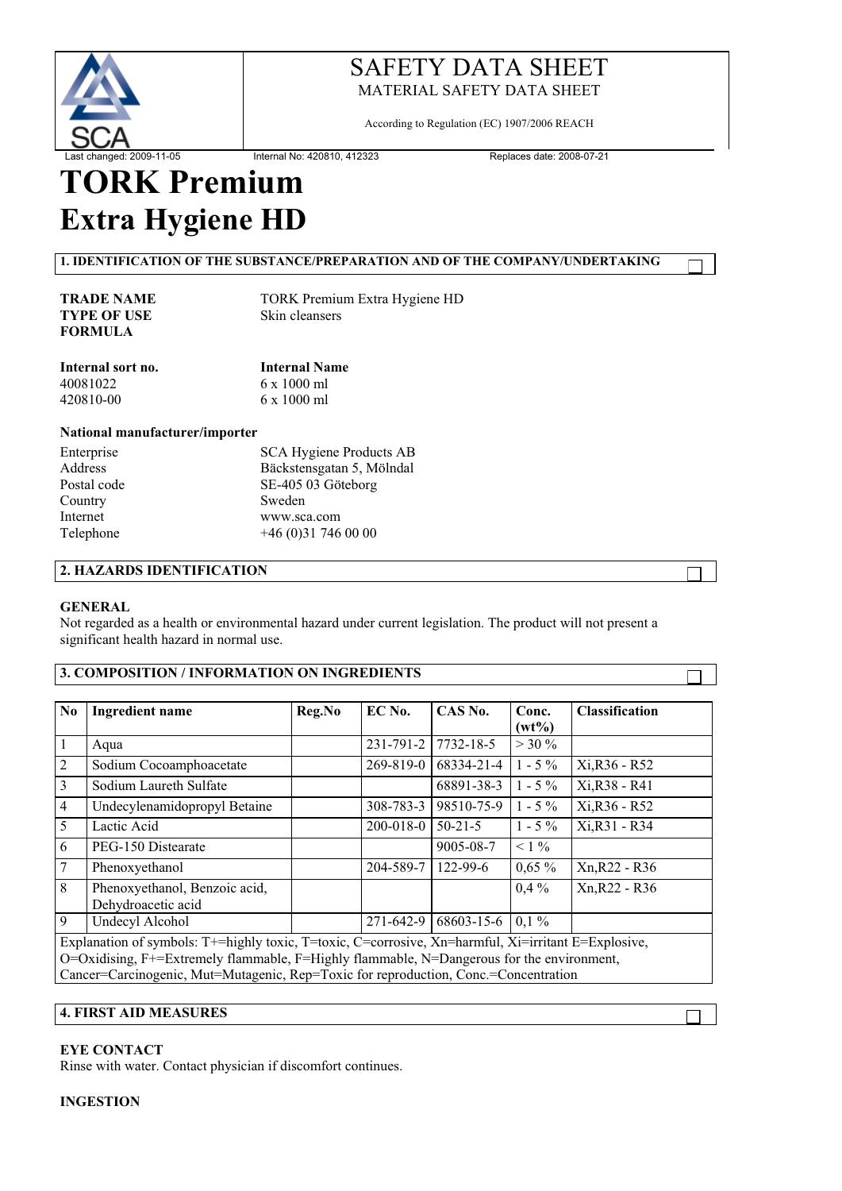SCA

# SAFETY DATA SHEET

MATERIAL SAFETY DATA SHEET

According to Regulation (EC) 1907/2006 REACH

Last changed: 2009-11-05 Internal No: 420810, 412323 Replaces date: 2008-07-21

# TORK Premium Extra Hygiene HD

## 1. IDENTIFICATION OF THE SUBSTANCE/PREPARATION AND OF THE COMPANY/UNDERTAKING

**TRADE NAME** TORK Premium Extra Hygiene HD
**TYPE OF USE** Skin cleansers
**FORMULA**

| **Internal sort no.** | **Internal Name** |
|---|---|
| 40081022 | 6 x 1000 ml |
| 420810-00 | 6 x 1000 ml |

**National manufacturer/importer**

| | |
|---|---|
| Enterprise | SCA Hygiene Products AB |
| Address | Bäckstensgatan 5, Mölndal |
| Postal code | SE-405 03 Göteborg |
| Country | Sweden |
| Internet | www.sca.com |
| Telephone | +46 (0)31 746 00 00 |

## 2. HAZARDS IDENTIFICATION

**GENERAL**
Not regarded as a health or environmental hazard under current legislation. The product will not present a significant health hazard in normal use.

## 3. COMPOSITION / INFORMATION ON INGREDIENTS

| No | Ingredient name | Reg.No | EC No. | CAS No. | Conc. (wt%) | Classification |
|---|---|---|---|---|---|---|
| 1 | Aqua | | 231-791-2 | 7732-18-5 | > 30 % | |
| 2 | Sodium Cocoamphoacetate | | 269-819-0 | 68334-21-4 | 1 - 5 % | Xi,R36 - R52 |
| 3 | Sodium Laureth Sulfate | | | 68891-38-3 | 1 - 5 % | Xi,R38 - R41 |
| 4 | Undecylenamidopropyl Betaine | | 308-783-3 | 98510-75-9 | 1 - 5 % | Xi,R36 - R52 |
| 5 | Lactic Acid | | 200-018-0 | 50-21-5 | 1 - 5 % | Xi,R31 - R34 |
| 6 | PEG-150 Distearate | | | 9005-08-7 | < 1 % | |
| 7 | Phenoxyethanol | | 204-589-7 | 122-99-6 | 0,65 % | Xn,R22 - R36 |
| 8 | Phenoxyethanol, Benzoic acid, Dehydroacetic acid | | | | 0,4 % | Xn,R22 - R36 |
| 9 | Undecyl Alcohol | | 271-642-9 | 68603-15-6 | 0,1 % | |

Explanation of symbols: T+=highly toxic, T=toxic, C=corrosive, Xn=harmful, Xi=irritant E=Explosive, O=Oxidising, F+=Extremely flammable, F=Highly flammable, N=Dangerous for the environment, Cancer=Carcinogenic, Mut=Mutagenic, Rep=Toxic for reproduction, Conc.=Concentration

## 4. FIRST AID MEASURES

**EYE CONTACT**
Rinse with water. Contact physician if discomfort continues.

**INGESTION**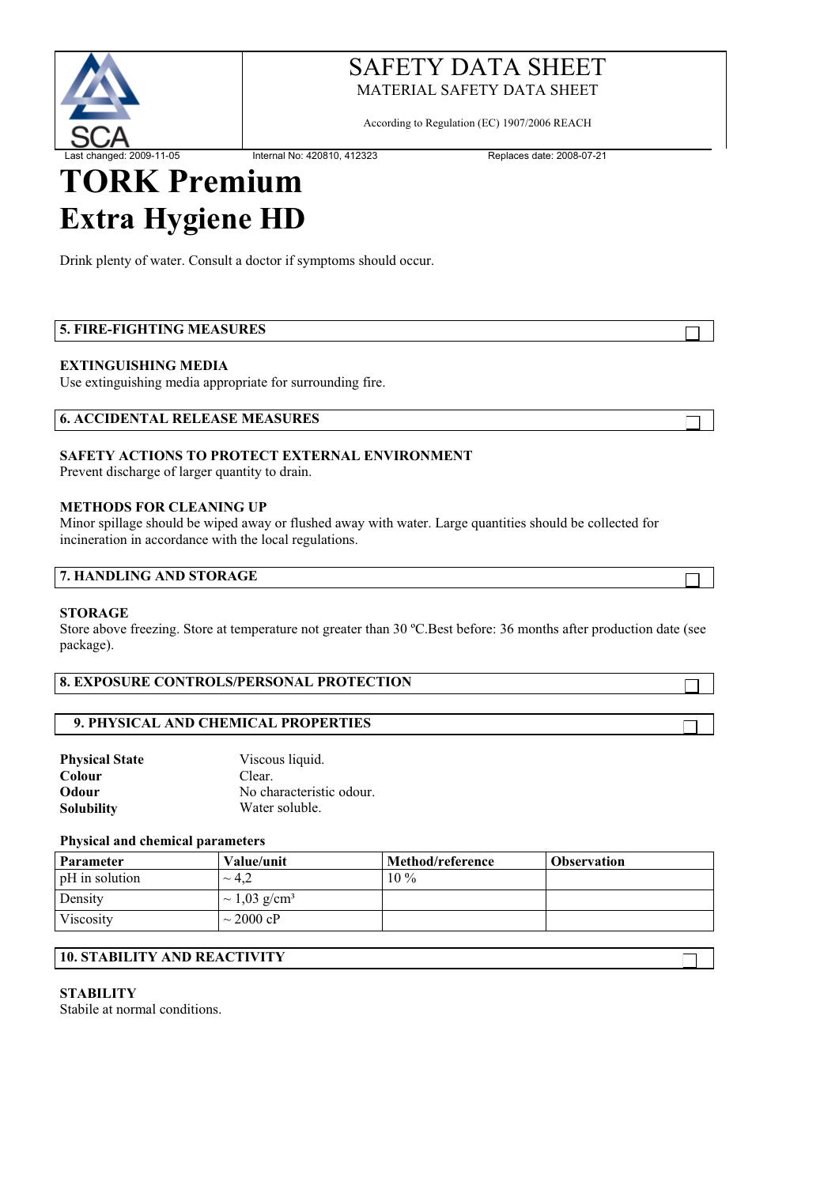Drink plenty of water. Consult a doctor if symptoms should occur.

## 5. FIRE-FIGHTING MEASURES

**EXTINGUISHING MEDIA**
Use extinguishing media appropriate for surrounding fire.

## 6. ACCIDENTAL RELEASE MEASURES

**SAFETY ACTIONS TO PROTECT EXTERNAL ENVIRONMENT**
Prevent discharge of larger quantity to drain.

**METHODS FOR CLEANING UP**
Minor spillage should be wiped away or flushed away with water. Large quantities should be collected for incineration in accordance with the local regulations.

## 7. HANDLING AND STORAGE

**STORAGE**
Store above freezing. Store at temperature not greater than 30 ºC.Best before: 36 months after production date (see package).

## 8. EXPOSURE CONTROLS/PERSONAL PROTECTION

## 9. PHYSICAL AND CHEMICAL PROPERTIES

**Physical State** Viscous liquid.
**Colour** Clear.
**Odour** No characteristic odour.
**Solubility** Water soluble.

**Physical and chemical parameters**

| Parameter | Value/unit | Method/reference | Observation |
|---|---|---|---|
| pH in solution | ~ 4,2 | 10 % | |
| Density | ~ 1,03 g/cm³ | | |
| Viscosity | ~ 2000 cP | | |

## 10. STABILITY AND REACTIVITY

**STABILITY**
Stabile at normal conditions.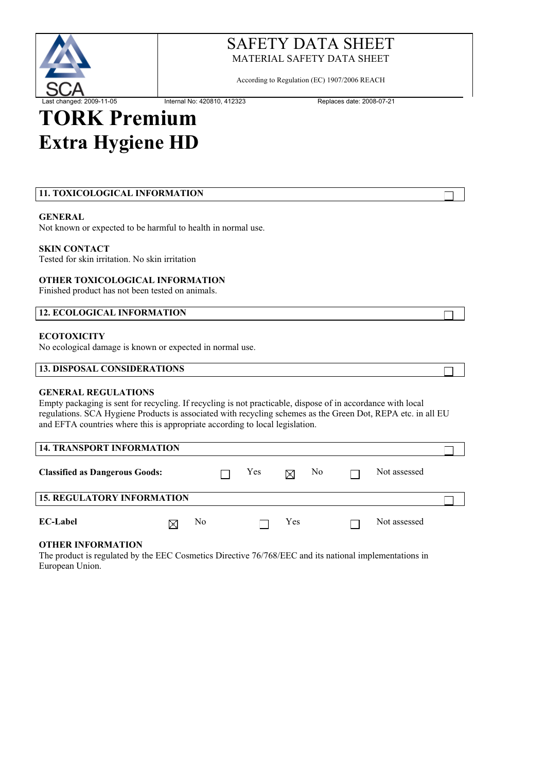# SAFETY DATA SHEET

MATERIAL SAFETY DATA SHEET

According to Regulation (EC) 1907/2006 REACH

Last changed: 2009-11-05 | Internal No: 420810, 412323 | Replaces date: 2008-07-21

# TORK Premium Extra Hygiene HD

## 11. TOXICOLOGICAL INFORMATION

**GENERAL**
Not known or expected to be harmful to health in normal use.

**SKIN CONTACT**
Tested for skin irritation. No skin irritation

**OTHER TOXICOLOGICAL INFORMATION**
Finished product has not been tested on animals.

## 12. ECOLOGICAL INFORMATION

**ECOTOXICITY**
No ecological damage is known or expected in normal use.

## 13. DISPOSAL CONSIDERATIONS

**GENERAL REGULATIONS**
Empty packaging is sent for recycling. If recycling is not practicable, dispose of in accordance with local regulations. SCA Hygiene Products is associated with recycling schemes as the Green Dot, REPA etc. in all EU and EFTA countries where this is appropriate according to local legislation.

## 14. TRANSPORT INFORMATION

**Classified as Dangerous Goods:** ☐ Yes ☒ No ☐ Not assessed

## 15. REGULATORY INFORMATION

**EC-Label** ☒ No ☐ Yes ☐ Not assessed

**OTHER INFORMATION**
The product is regulated by the EEC Cosmetics Directive 76/768/EEC and its national implementations in European Union.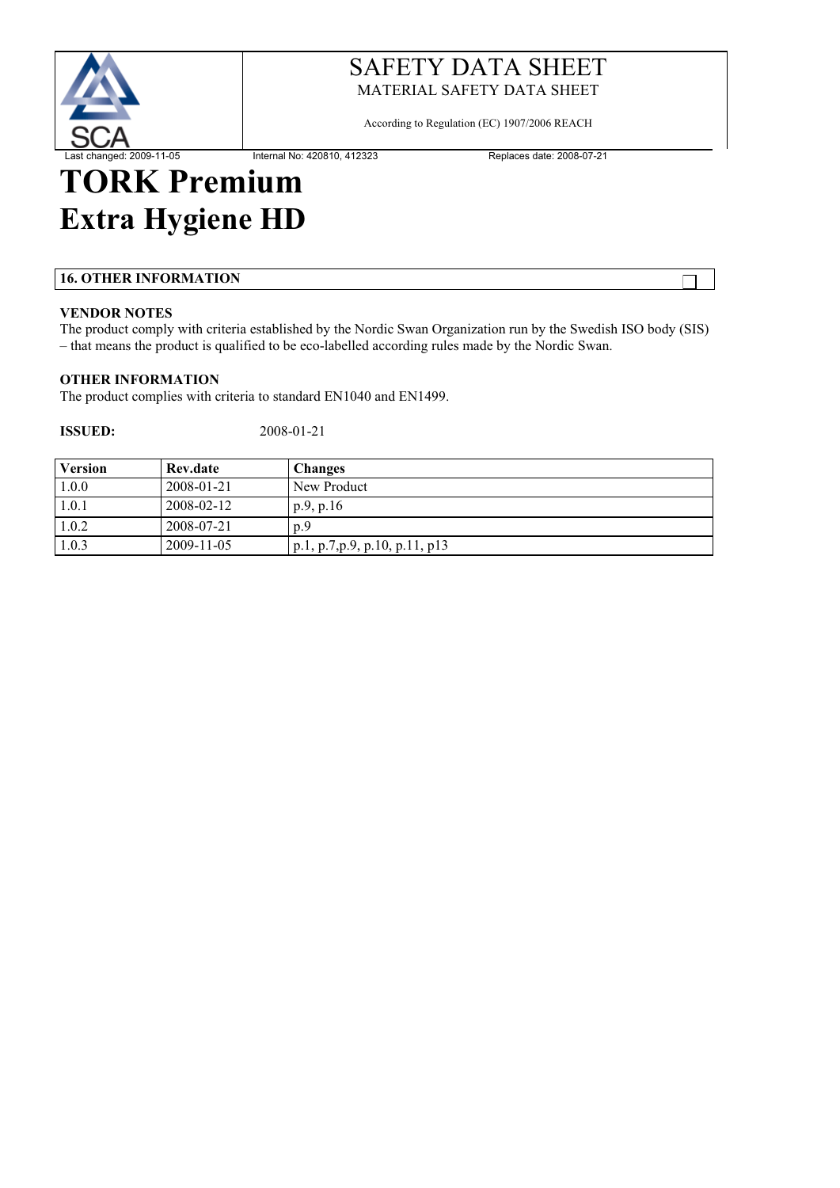# TORK Premium Extra Hygiene HD

## 16. OTHER INFORMATION

**VENDOR NOTES**

The product comply with criteria established by the Nordic Swan Organization run by the Swedish ISO body (SIS) – that means the product is qualified to be eco-labelled according rules made by the Nordic Swan.

**OTHER INFORMATION**

The product complies with criteria to standard EN1040 and EN1499.

**ISSUED:** 2008-01-21

| Version | Rev.date | Changes |
|---|---|---|
| 1.0.0 | 2008-01-21 | New Product |
| 1.0.1 | 2008-02-12 | p.9, p.16 |
| 1.0.2 | 2008-07-21 | p.9 |
| 1.0.3 | 2009-11-05 | p.1, p.7,p.9, p.10, p.11, p13 |